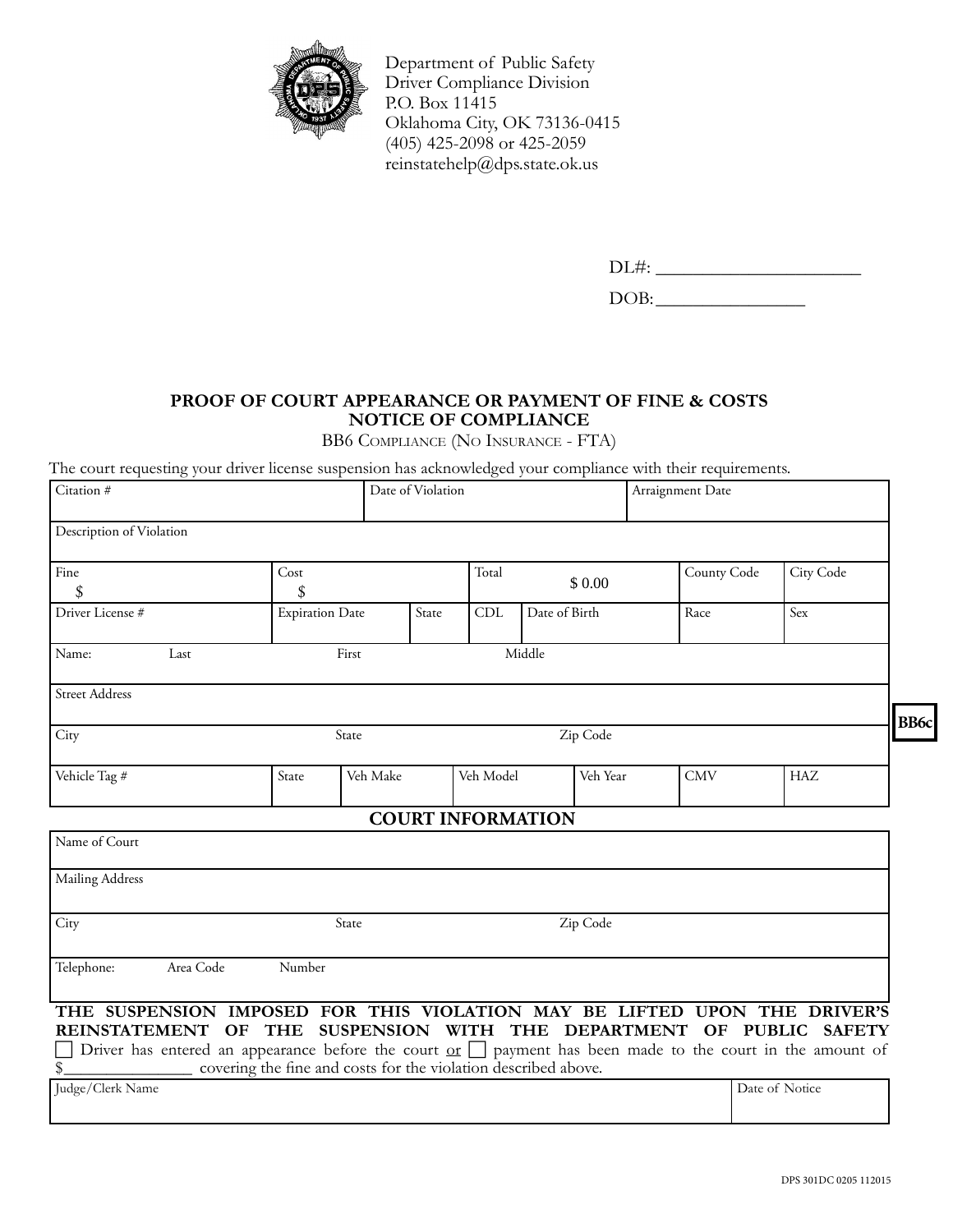Department of Public Safety
Driver Compliance Division
P.O. Box 11415
Oklahoma City, OK 73136-0415
(405) 425-2098 or 425-2059
reinstatehelp@dps.state.ok.us

DL#: ______________________

DOB: ________________

## PROOF OF COURT APPEARANCE OR PAYMENT OF FINE & COSTS
## NOTICE OF COMPLIANCE

BB6 Compliance (No Insurance - FTA)

The court requesting your driver license suspension has acknowledged your compliance with their requirements.

| Citation # | | | Date of Violation | | | Arraignment Date | |
|---|---|---|---|---|---|---|---|
| Description of Violation | | | | | | | |
| Fine $ | Cost $ | | Total $ 0.00 | | | County Code | City Code |
| Driver License # | Expiration Date | State | CDL | Date of Birth | | Race | Sex |
| Name: Last | First | | Middle | | | | |
| Street Address | | | | | | | |
| City | State | | | Zip Code | | | |
| Vehicle Tag # | State | Veh Make | Veh Model | | Veh Year | CMV | HAZ |

BB6c

### COURT INFORMATION

| Name of Court | | |
|---|---|---|
| Mailing Address | | |
| City | State | Zip Code |
| Telephone: Area Code | Number | |

**THE SUSPENSION IMPOSED FOR THIS VIOLATION MAY BE LIFTED UPON THE DRIVER'S REINSTATEMENT OF THE SUSPENSION WITH THE DEPARTMENT OF PUBLIC SAFETY**

☐ Driver has entered an appearance before the court or ☐ payment has been made to the court in the amount of $_______________ covering the fine and costs for the violation described above.

| Judge/Clerk Name | Date of Notice |
|---|---|
| | |

DPS 301DC 0205 112015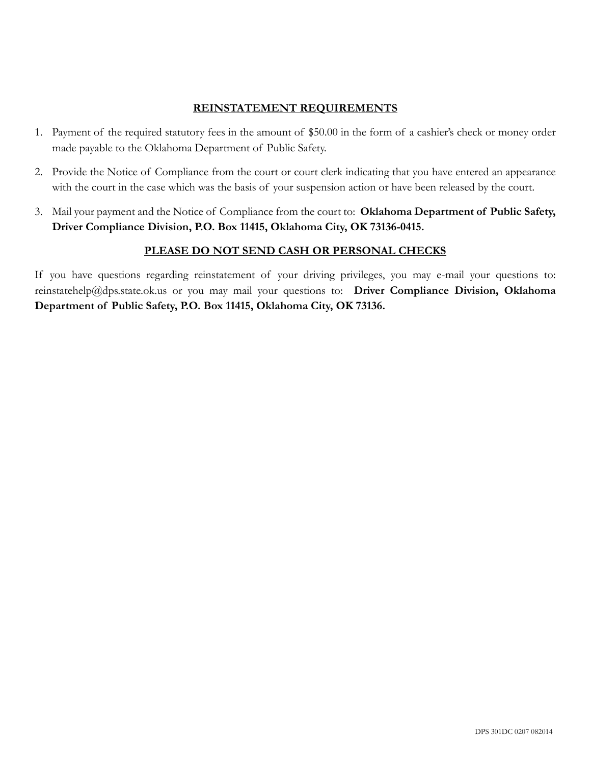## REINSTATEMENT REQUIREMENTS

1. Payment of the required statutory fees in the amount of $50.00 in the form of a cashier's check or money order made payable to the Oklahoma Department of Public Safety.
2. Provide the Notice of Compliance from the court or court clerk indicating that you have entered an appearance with the court in the case which was the basis of your suspension action or have been released by the court.
3. Mail your payment and the Notice of Compliance from the court to: **Oklahoma Department of Public Safety, Driver Compliance Division, P.O. Box 11415, Oklahoma City, OK 73136-0415.**

## PLEASE DO NOT SEND CASH OR PERSONAL CHECKS

If you have questions regarding reinstatement of your driving privileges, you may e-mail your questions to: reinstatehelp@dps.state.ok.us or you may mail your questions to: **Driver Compliance Division, Oklahoma Department of Public Safety, P.O. Box 11415, Oklahoma City, OK 73136.**

DPS 301DC 0207 082014